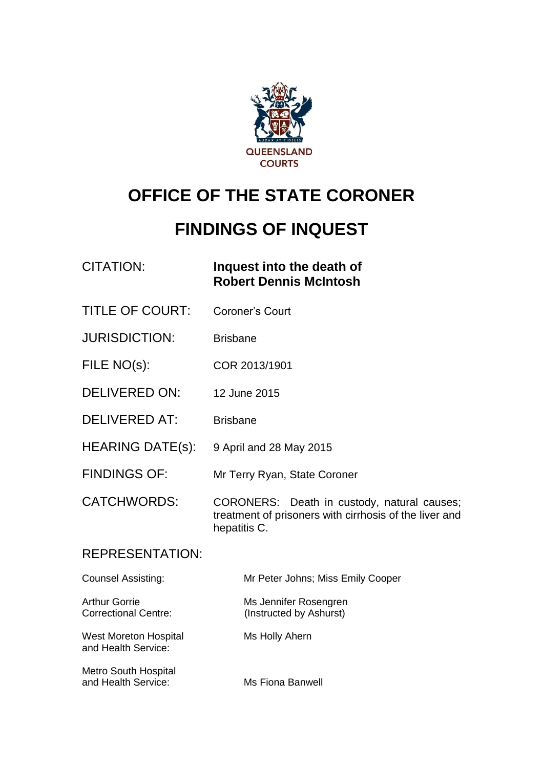# OFFICE OF THE STATE CORONER

# FINDINGS OF INQUEST

| | |
|---|---|
| CITATION: | **Inquest into the death of Robert Dennis McIntosh** |
| TITLE OF COURT: | Coroner's Court |
| JURISDICTION: | Brisbane |
| FILE NO(s): | COR 2013/1901 |
| DELIVERED ON: | 12 June 2015 |
| DELIVERED AT: | Brisbane |
| HEARING DATE(s): | 9 April and 28 May 2015 |
| FINDINGS OF: | Mr Terry Ryan, State Coroner |
| CATCHWORDS: | CORONERS: Death in custody, natural causes; treatment of prisoners with cirrhosis of the liver and hepatitis C. |

## REPRESENTATION:

| | |
|---|---|
| Counsel Assisting: | Mr Peter Johns; Miss Emily Cooper |
| Arthur Gorrie Correctional Centre: | Ms Jennifer Rosengren (Instructed by Ashurst) |
| West Moreton Hospital and Health Service: | Ms Holly Ahern |
| Metro South Hospital and Health Service: | Ms Fiona Banwell |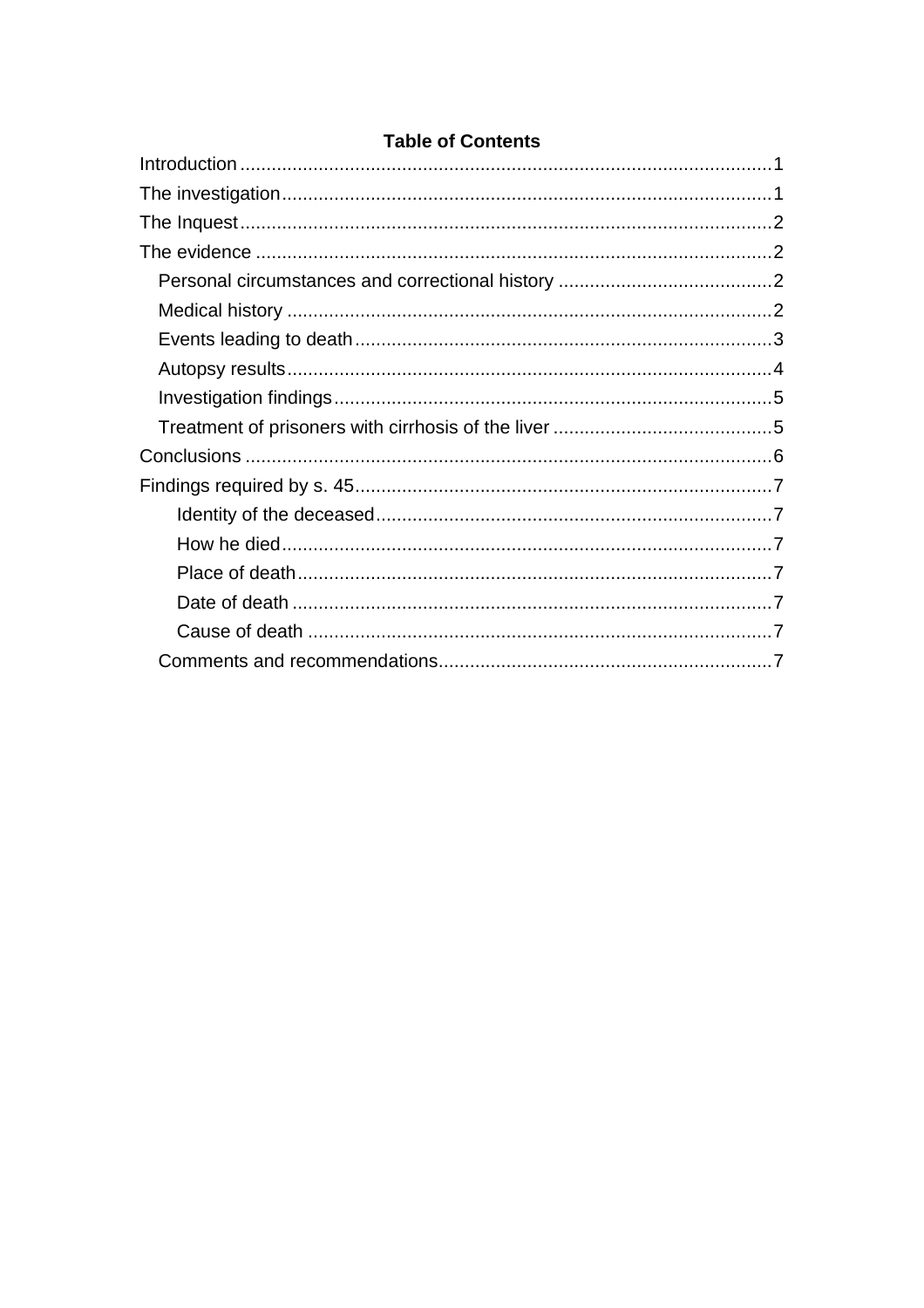**Table of Contents**

- Introduction ........................................................................................................1
- The investigation................................................................................................1
- The Inquest........................................................................................................2
- The evidence .....................................................................................................2
  - Personal circumstances and correctional history .........................................2
  - Medical history ............................................................................................2
  - Events leading to death...............................................................................3
  - Autopsy results............................................................................................4
  - Investigation findings...................................................................................5
  - Treatment of prisoners with cirrhosis of the liver ..........................................5
- Conclusions .......................................................................................................6
- Findings required by s. 45..................................................................................7
    - Identity of the deceased...........................................................................7
    - How he died.............................................................................................7
    - Place of death..........................................................................................7
    - Date of death ...........................................................................................7
    - Cause of death ........................................................................................7
  - Comments and recommendations...............................................................7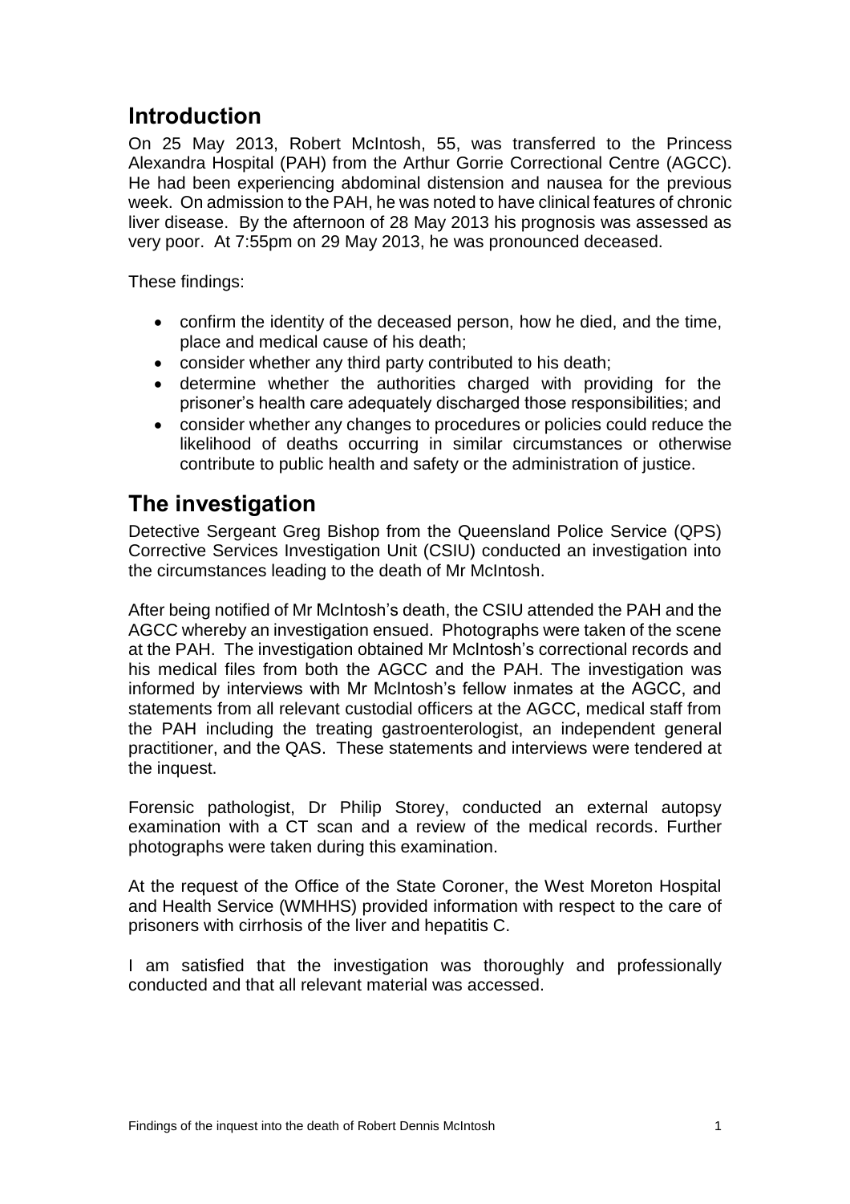## Introduction

On 25 May 2013, Robert McIntosh, 55, was transferred to the Princess Alexandra Hospital (PAH) from the Arthur Gorrie Correctional Centre (AGCC). He had been experiencing abdominal distension and nausea for the previous week. On admission to the PAH, he was noted to have clinical features of chronic liver disease. By the afternoon of 28 May 2013 his prognosis was assessed as very poor. At 7:55pm on 29 May 2013, he was pronounced deceased.

These findings:

- confirm the identity of the deceased person, how he died, and the time, place and medical cause of his death;
- consider whether any third party contributed to his death;
- determine whether the authorities charged with providing for the prisoner's health care adequately discharged those responsibilities; and
- consider whether any changes to procedures or policies could reduce the likelihood of deaths occurring in similar circumstances or otherwise contribute to public health and safety or the administration of justice.

## The investigation

Detective Sergeant Greg Bishop from the Queensland Police Service (QPS) Corrective Services Investigation Unit (CSIU) conducted an investigation into the circumstances leading to the death of Mr McIntosh.

After being notified of Mr McIntosh's death, the CSIU attended the PAH and the AGCC whereby an investigation ensued. Photographs were taken of the scene at the PAH. The investigation obtained Mr McIntosh's correctional records and his medical files from both the AGCC and the PAH. The investigation was informed by interviews with Mr McIntosh's fellow inmates at the AGCC, and statements from all relevant custodial officers at the AGCC, medical staff from the PAH including the treating gastroenterologist, an independent general practitioner, and the QAS. These statements and interviews were tendered at the inquest.

Forensic pathologist, Dr Philip Storey, conducted an external autopsy examination with a CT scan and a review of the medical records. Further photographs were taken during this examination.

At the request of the Office of the State Coroner, the West Moreton Hospital and Health Service (WMHHS) provided information with respect to the care of prisoners with cirrhosis of the liver and hepatitis C.

I am satisfied that the investigation was thoroughly and professionally conducted and that all relevant material was accessed.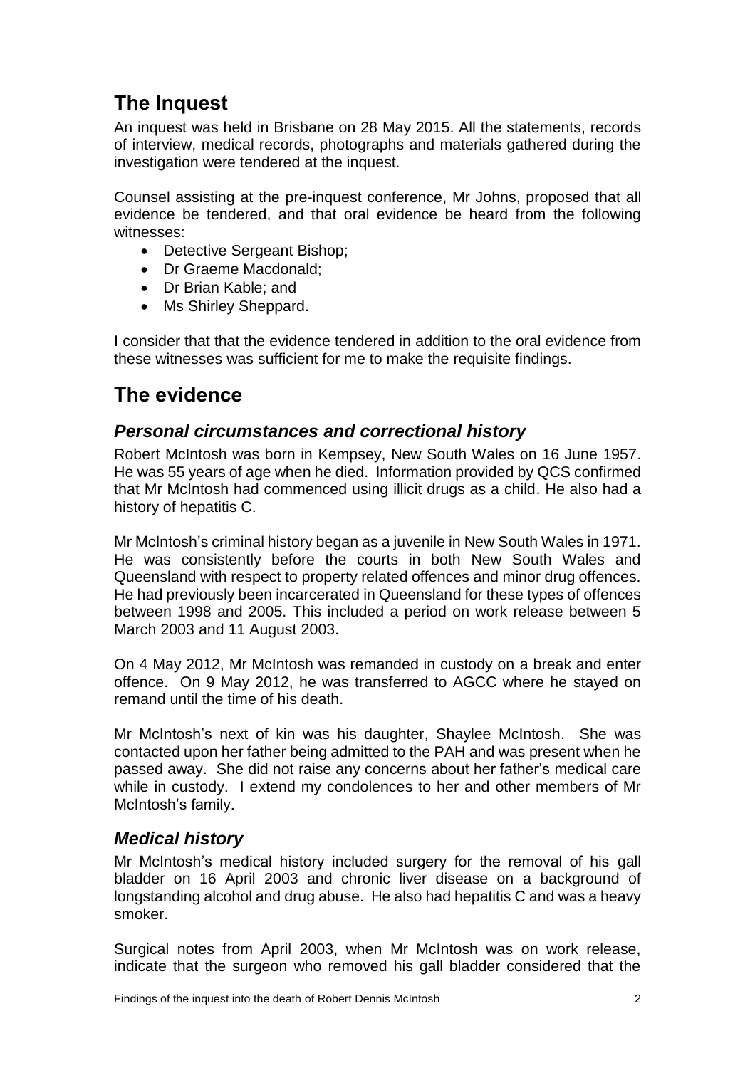## The Inquest

An inquest was held in Brisbane on 28 May 2015. All the statements, records of interview, medical records, photographs and materials gathered during the investigation were tendered at the inquest.

Counsel assisting at the pre-inquest conference, Mr Johns, proposed that all evidence be tendered, and that oral evidence be heard from the following witnesses:

- Detective Sergeant Bishop;
- Dr Graeme Macdonald;
- Dr Brian Kable; and
- Ms Shirley Sheppard.

I consider that that the evidence tendered in addition to the oral evidence from these witnesses was sufficient for me to make the requisite findings.

## The evidence

### *Personal circumstances and correctional history*

Robert McIntosh was born in Kempsey, New South Wales on 16 June 1957. He was 55 years of age when he died. Information provided by QCS confirmed that Mr McIntosh had commenced using illicit drugs as a child. He also had a history of hepatitis C.

Mr McIntosh's criminal history began as a juvenile in New South Wales in 1971. He was consistently before the courts in both New South Wales and Queensland with respect to property related offences and minor drug offences. He had previously been incarcerated in Queensland for these types of offences between 1998 and 2005. This included a period on work release between 5 March 2003 and 11 August 2003.

On 4 May 2012, Mr McIntosh was remanded in custody on a break and enter offence. On 9 May 2012, he was transferred to AGCC where he stayed on remand until the time of his death.

Mr McIntosh's next of kin was his daughter, Shaylee McIntosh. She was contacted upon her father being admitted to the PAH and was present when he passed away. She did not raise any concerns about her father's medical care while in custody. I extend my condolences to her and other members of Mr McIntosh's family.

### *Medical history*

Mr McIntosh's medical history included surgery for the removal of his gall bladder on 16 April 2003 and chronic liver disease on a background of longstanding alcohol and drug abuse. He also had hepatitis C and was a heavy smoker.

Surgical notes from April 2003, when Mr McIntosh was on work release, indicate that the surgeon who removed his gall bladder considered that the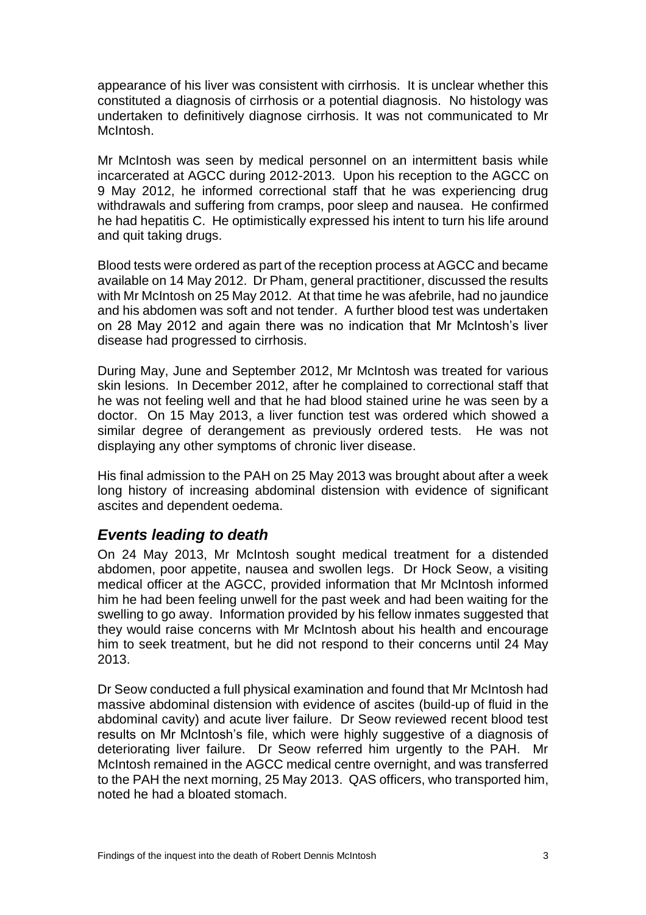appearance of his liver was consistent with cirrhosis. It is unclear whether this constituted a diagnosis of cirrhosis or a potential diagnosis. No histology was undertaken to definitively diagnose cirrhosis. It was not communicated to Mr McIntosh.

Mr McIntosh was seen by medical personnel on an intermittent basis while incarcerated at AGCC during 2012-2013. Upon his reception to the AGCC on 9 May 2012, he informed correctional staff that he was experiencing drug withdrawals and suffering from cramps, poor sleep and nausea. He confirmed he had hepatitis C. He optimistically expressed his intent to turn his life around and quit taking drugs.

Blood tests were ordered as part of the reception process at AGCC and became available on 14 May 2012. Dr Pham, general practitioner, discussed the results with Mr McIntosh on 25 May 2012. At that time he was afebrile, had no jaundice and his abdomen was soft and not tender. A further blood test was undertaken on 28 May 2012 and again there was no indication that Mr McIntosh's liver disease had progressed to cirrhosis.

During May, June and September 2012, Mr McIntosh was treated for various skin lesions. In December 2012, after he complained to correctional staff that he was not feeling well and that he had blood stained urine he was seen by a doctor. On 15 May 2013, a liver function test was ordered which showed a similar degree of derangement as previously ordered tests. He was not displaying any other symptoms of chronic liver disease.

His final admission to the PAH on 25 May 2013 was brought about after a week long history of increasing abdominal distension with evidence of significant ascites and dependent oedema.

## *Events leading to death*

On 24 May 2013, Mr McIntosh sought medical treatment for a distended abdomen, poor appetite, nausea and swollen legs. Dr Hock Seow, a visiting medical officer at the AGCC, provided information that Mr McIntosh informed him he had been feeling unwell for the past week and had been waiting for the swelling to go away. Information provided by his fellow inmates suggested that they would raise concerns with Mr McIntosh about his health and encourage him to seek treatment, but he did not respond to their concerns until 24 May 2013.

Dr Seow conducted a full physical examination and found that Mr McIntosh had massive abdominal distension with evidence of ascites (build-up of fluid in the abdominal cavity) and acute liver failure. Dr Seow reviewed recent blood test results on Mr McIntosh's file, which were highly suggestive of a diagnosis of deteriorating liver failure. Dr Seow referred him urgently to the PAH. Mr McIntosh remained in the AGCC medical centre overnight, and was transferred to the PAH the next morning, 25 May 2013. QAS officers, who transported him, noted he had a bloated stomach.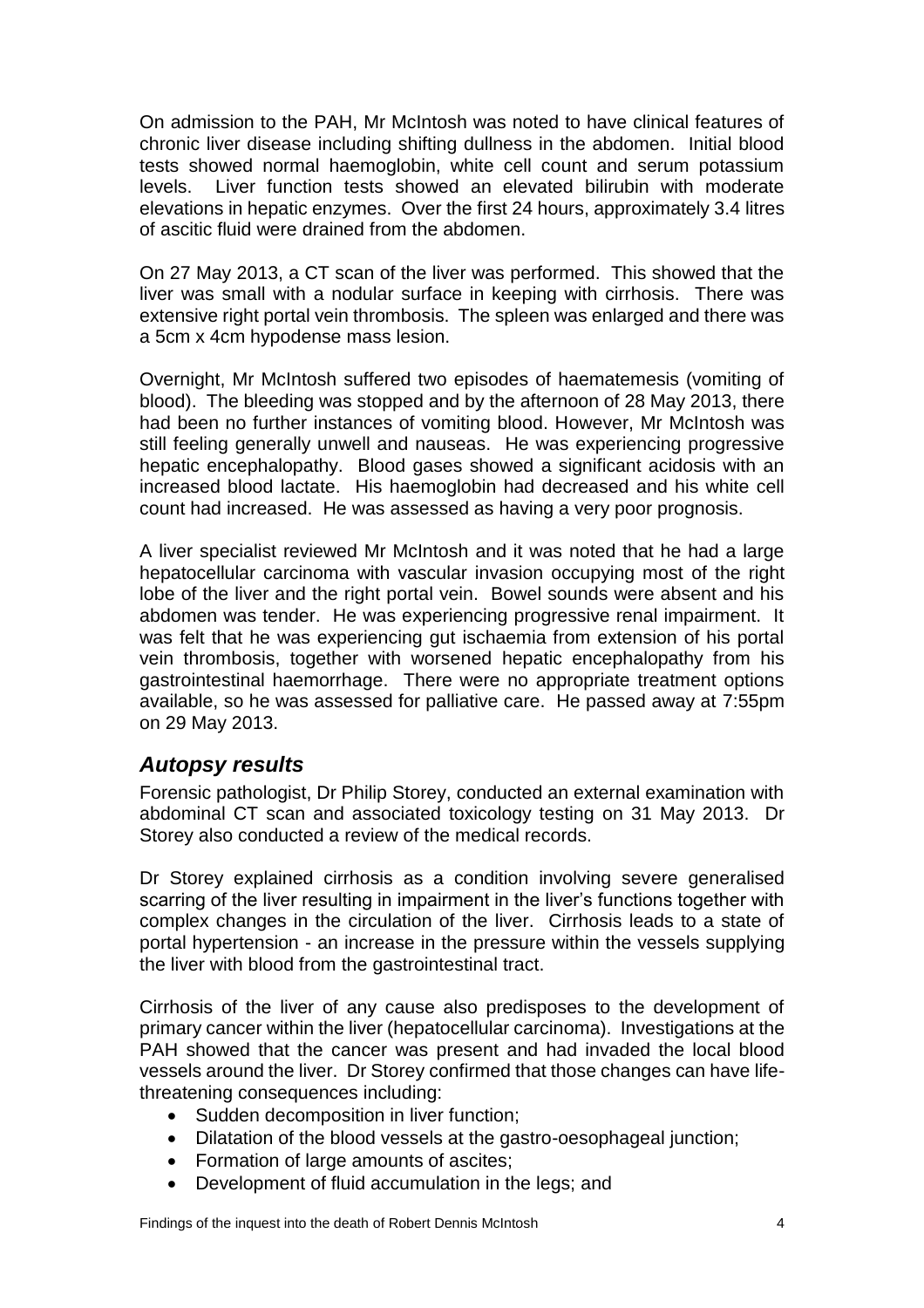On admission to the PAH, Mr McIntosh was noted to have clinical features of chronic liver disease including shifting dullness in the abdomen. Initial blood tests showed normal haemoglobin, white cell count and serum potassium levels. Liver function tests showed an elevated bilirubin with moderate elevations in hepatic enzymes. Over the first 24 hours, approximately 3.4 litres of ascitic fluid were drained from the abdomen.

On 27 May 2013, a CT scan of the liver was performed. This showed that the liver was small with a nodular surface in keeping with cirrhosis. There was extensive right portal vein thrombosis. The spleen was enlarged and there was a 5cm x 4cm hypodense mass lesion.

Overnight, Mr McIntosh suffered two episodes of haematemesis (vomiting of blood). The bleeding was stopped and by the afternoon of 28 May 2013, there had been no further instances of vomiting blood. However, Mr McIntosh was still feeling generally unwell and nauseas. He was experiencing progressive hepatic encephalopathy. Blood gases showed a significant acidosis with an increased blood lactate. His haemoglobin had decreased and his white cell count had increased. He was assessed as having a very poor prognosis.

A liver specialist reviewed Mr McIntosh and it was noted that he had a large hepatocellular carcinoma with vascular invasion occupying most of the right lobe of the liver and the right portal vein. Bowel sounds were absent and his abdomen was tender. He was experiencing progressive renal impairment. It was felt that he was experiencing gut ischaemia from extension of his portal vein thrombosis, together with worsened hepatic encephalopathy from his gastrointestinal haemorrhage. There were no appropriate treatment options available, so he was assessed for palliative care. He passed away at 7:55pm on 29 May 2013.

## *Autopsy results*

Forensic pathologist, Dr Philip Storey, conducted an external examination with abdominal CT scan and associated toxicology testing on 31 May 2013. Dr Storey also conducted a review of the medical records.

Dr Storey explained cirrhosis as a condition involving severe generalised scarring of the liver resulting in impairment in the liver's functions together with complex changes in the circulation of the liver. Cirrhosis leads to a state of portal hypertension - an increase in the pressure within the vessels supplying the liver with blood from the gastrointestinal tract.

Cirrhosis of the liver of any cause also predisposes to the development of primary cancer within the liver (hepatocellular carcinoma). Investigations at the PAH showed that the cancer was present and had invaded the local blood vessels around the liver. Dr Storey confirmed that those changes can have life-threatening consequences including:

- Sudden decomposition in liver function;
- Dilatation of the blood vessels at the gastro-oesophageal junction;
- Formation of large amounts of ascites;
- Development of fluid accumulation in the legs; and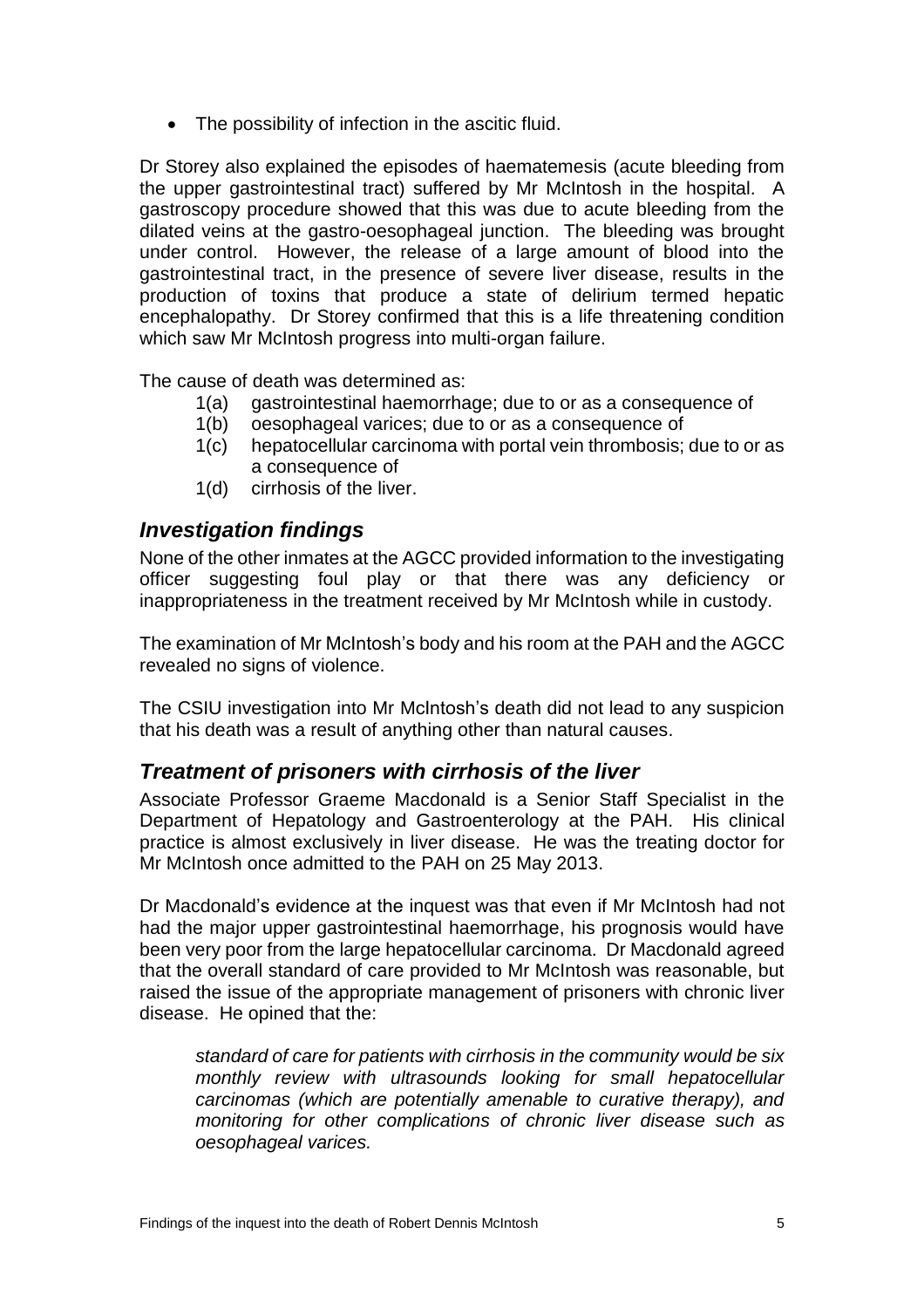- The possibility of infection in the ascitic fluid.

Dr Storey also explained the episodes of haematemesis (acute bleeding from the upper gastrointestinal tract) suffered by Mr McIntosh in the hospital. A gastroscopy procedure showed that this was due to acute bleeding from the dilated veins at the gastro-oesophageal junction. The bleeding was brought under control. However, the release of a large amount of blood into the gastrointestinal tract, in the presence of severe liver disease, results in the production of toxins that produce a state of delirium termed hepatic encephalopathy. Dr Storey confirmed that this is a life threatening condition which saw Mr McIntosh progress into multi-organ failure.

The cause of death was determined as:

1(a) gastrointestinal haemorrhage; due to or as a consequence of
1(b) oesophageal varices; due to or as a consequence of
1(c) hepatocellular carcinoma with portal vein thrombosis; due to or as a consequence of
1(d) cirrhosis of the liver.

## *Investigation findings*

None of the other inmates at the AGCC provided information to the investigating officer suggesting foul play or that there was any deficiency or inappropriateness in the treatment received by Mr McIntosh while in custody.

The examination of Mr McIntosh's body and his room at the PAH and the AGCC revealed no signs of violence.

The CSIU investigation into Mr McIntosh's death did not lead to any suspicion that his death was a result of anything other than natural causes.

## *Treatment of prisoners with cirrhosis of the liver*

Associate Professor Graeme Macdonald is a Senior Staff Specialist in the Department of Hepatology and Gastroenterology at the PAH. His clinical practice is almost exclusively in liver disease. He was the treating doctor for Mr McIntosh once admitted to the PAH on 25 May 2013.

Dr Macdonald's evidence at the inquest was that even if Mr McIntosh had not had the major upper gastrointestinal haemorrhage, his prognosis would have been very poor from the large hepatocellular carcinoma. Dr Macdonald agreed that the overall standard of care provided to Mr McIntosh was reasonable, but raised the issue of the appropriate management of prisoners with chronic liver disease. He opined that the:

> *standard of care for patients with cirrhosis in the community would be six monthly review with ultrasounds looking for small hepatocellular carcinomas (which are potentially amenable to curative therapy), and monitoring for other complications of chronic liver disease such as oesophageal varices.*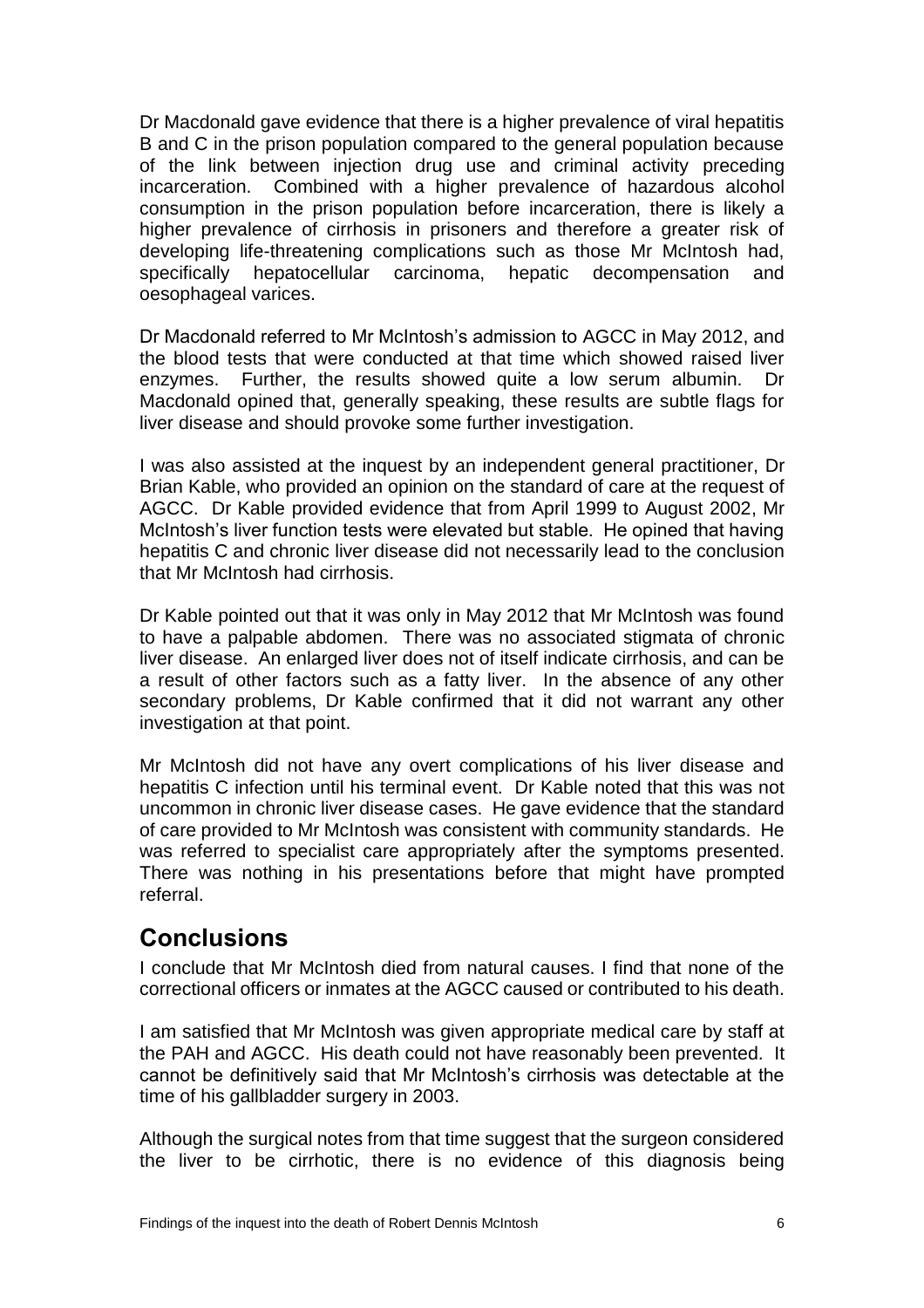Dr Macdonald gave evidence that there is a higher prevalence of viral hepatitis B and C in the prison population compared to the general population because of the link between injection drug use and criminal activity preceding incarceration. Combined with a higher prevalence of hazardous alcohol consumption in the prison population before incarceration, there is likely a higher prevalence of cirrhosis in prisoners and therefore a greater risk of developing life-threatening complications such as those Mr McIntosh had, specifically hepatocellular carcinoma, hepatic decompensation and oesophageal varices.

Dr Macdonald referred to Mr McIntosh's admission to AGCC in May 2012, and the blood tests that were conducted at that time which showed raised liver enzymes. Further, the results showed quite a low serum albumin. Dr Macdonald opined that, generally speaking, these results are subtle flags for liver disease and should provoke some further investigation.

I was also assisted at the inquest by an independent general practitioner, Dr Brian Kable, who provided an opinion on the standard of care at the request of AGCC. Dr Kable provided evidence that from April 1999 to August 2002, Mr McIntosh's liver function tests were elevated but stable. He opined that having hepatitis C and chronic liver disease did not necessarily lead to the conclusion that Mr McIntosh had cirrhosis.

Dr Kable pointed out that it was only in May 2012 that Mr McIntosh was found to have a palpable abdomen. There was no associated stigmata of chronic liver disease. An enlarged liver does not of itself indicate cirrhosis, and can be a result of other factors such as a fatty liver. In the absence of any other secondary problems, Dr Kable confirmed that it did not warrant any other investigation at that point.

Mr McIntosh did not have any overt complications of his liver disease and hepatitis C infection until his terminal event. Dr Kable noted that this was not uncommon in chronic liver disease cases. He gave evidence that the standard of care provided to Mr McIntosh was consistent with community standards. He was referred to specialist care appropriately after the symptoms presented. There was nothing in his presentations before that might have prompted referral.

## Conclusions

I conclude that Mr McIntosh died from natural causes. I find that none of the correctional officers or inmates at the AGCC caused or contributed to his death.

I am satisfied that Mr McIntosh was given appropriate medical care by staff at the PAH and AGCC. His death could not have reasonably been prevented. It cannot be definitively said that Mr McIntosh's cirrhosis was detectable at the time of his gallbladder surgery in 2003.

Although the surgical notes from that time suggest that the surgeon considered the liver to be cirrhotic, there is no evidence of this diagnosis being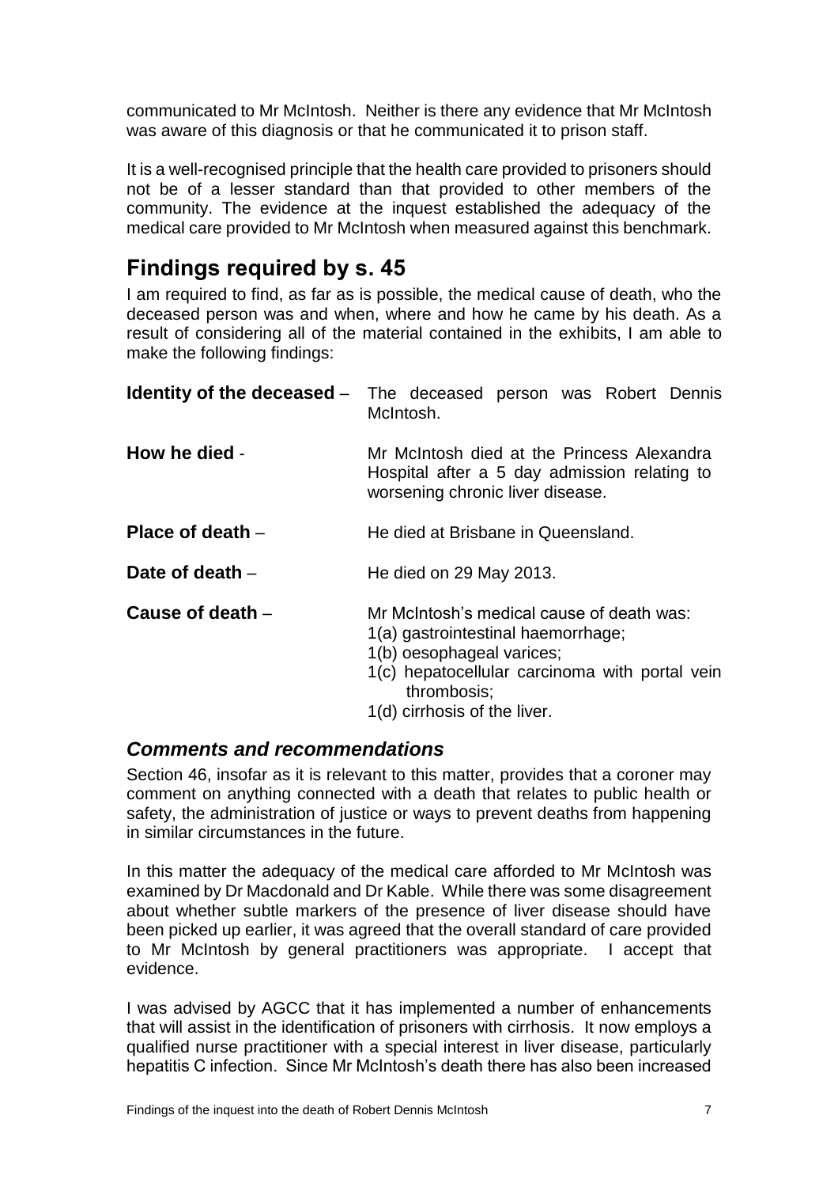communicated to Mr McIntosh. Neither is there any evidence that Mr McIntosh was aware of this diagnosis or that he communicated it to prison staff.

It is a well-recognised principle that the health care provided to prisoners should not be of a lesser standard than that provided to other members of the community. The evidence at the inquest established the adequacy of the medical care provided to Mr McIntosh when measured against this benchmark.

# Findings required by s. 45

I am required to find, as far as is possible, the medical cause of death, who the deceased person was and when, where and how he came by his death. As a result of considering all of the material contained in the exhibits, I am able to make the following findings:

**Identity of the deceased** – The deceased person was Robert Dennis McIntosh.

**How he died** - Mr McIntosh died at the Princess Alexandra Hospital after a 5 day admission relating to worsening chronic liver disease.

**Place of death** – He died at Brisbane in Queensland.

**Date of death** – He died on 29 May 2013.

**Cause of death** – Mr McIntosh's medical cause of death was:
1(a) gastrointestinal haemorrhage;
1(b) oesophageal varices;
1(c) hepatocellular carcinoma with portal vein thrombosis;
1(d) cirrhosis of the liver.

## *Comments and recommendations*

Section 46, insofar as it is relevant to this matter, provides that a coroner may comment on anything connected with a death that relates to public health or safety, the administration of justice or ways to prevent deaths from happening in similar circumstances in the future.

In this matter the adequacy of the medical care afforded to Mr McIntosh was examined by Dr Macdonald and Dr Kable. While there was some disagreement about whether subtle markers of the presence of liver disease should have been picked up earlier, it was agreed that the overall standard of care provided to Mr McIntosh by general practitioners was appropriate. I accept that evidence.

I was advised by AGCC that it has implemented a number of enhancements that will assist in the identification of prisoners with cirrhosis. It now employs a qualified nurse practitioner with a special interest in liver disease, particularly hepatitis C infection. Since Mr McIntosh's death there has also been increased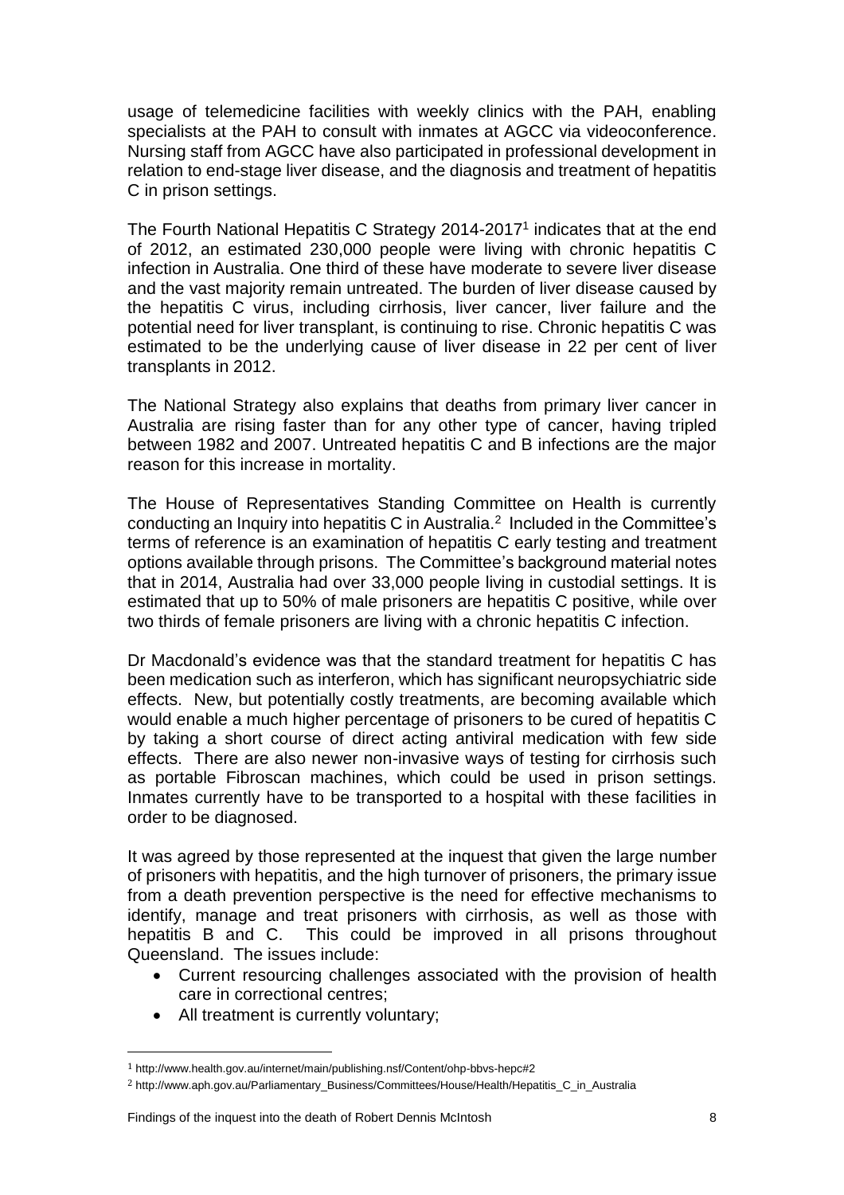usage of telemedicine facilities with weekly clinics with the PAH, enabling specialists at the PAH to consult with inmates at AGCC via videoconference. Nursing staff from AGCC have also participated in professional development in relation to end-stage liver disease, and the diagnosis and treatment of hepatitis C in prison settings.

The Fourth National Hepatitis C Strategy 2014-2017[1] indicates that at the end of 2012, an estimated 230,000 people were living with chronic hepatitis C infection in Australia. One third of these have moderate to severe liver disease and the vast majority remain untreated. The burden of liver disease caused by the hepatitis C virus, including cirrhosis, liver cancer, liver failure and the potential need for liver transplant, is continuing to rise. Chronic hepatitis C was estimated to be the underlying cause of liver disease in 22 per cent of liver transplants in 2012.

The National Strategy also explains that deaths from primary liver cancer in Australia are rising faster than for any other type of cancer, having tripled between 1982 and 2007. Untreated hepatitis C and B infections are the major reason for this increase in mortality.

The House of Representatives Standing Committee on Health is currently conducting an Inquiry into hepatitis C in Australia.[2] Included in the Committee's terms of reference is an examination of hepatitis C early testing and treatment options available through prisons. The Committee's background material notes that in 2014, Australia had over 33,000 people living in custodial settings. It is estimated that up to 50% of male prisoners are hepatitis C positive, while over two thirds of female prisoners are living with a chronic hepatitis C infection.

Dr Macdonald's evidence was that the standard treatment for hepatitis C has been medication such as interferon, which has significant neuropsychiatric side effects. New, but potentially costly treatments, are becoming available which would enable a much higher percentage of prisoners to be cured of hepatitis C by taking a short course of direct acting antiviral medication with few side effects. There are also newer non-invasive ways of testing for cirrhosis such as portable Fibroscan machines, which could be used in prison settings. Inmates currently have to be transported to a hospital with these facilities in order to be diagnosed.

It was agreed by those represented at the inquest that given the large number of prisoners with hepatitis, and the high turnover of prisoners, the primary issue from a death prevention perspective is the need for effective mechanisms to identify, manage and treat prisoners with cirrhosis, as well as those with hepatitis B and C. This could be improved in all prisons throughout Queensland. The issues include:

- Current resourcing challenges associated with the provision of health care in correctional centres;
- All treatment is currently voluntary;

---

[1] http://www.health.gov.au/internet/main/publishing.nsf/Content/ohp-bbvs-hepc#2

[2] http://www.aph.gov.au/Parliamentary_Business/Committees/House/Health/Hepatitis_C_in_Australia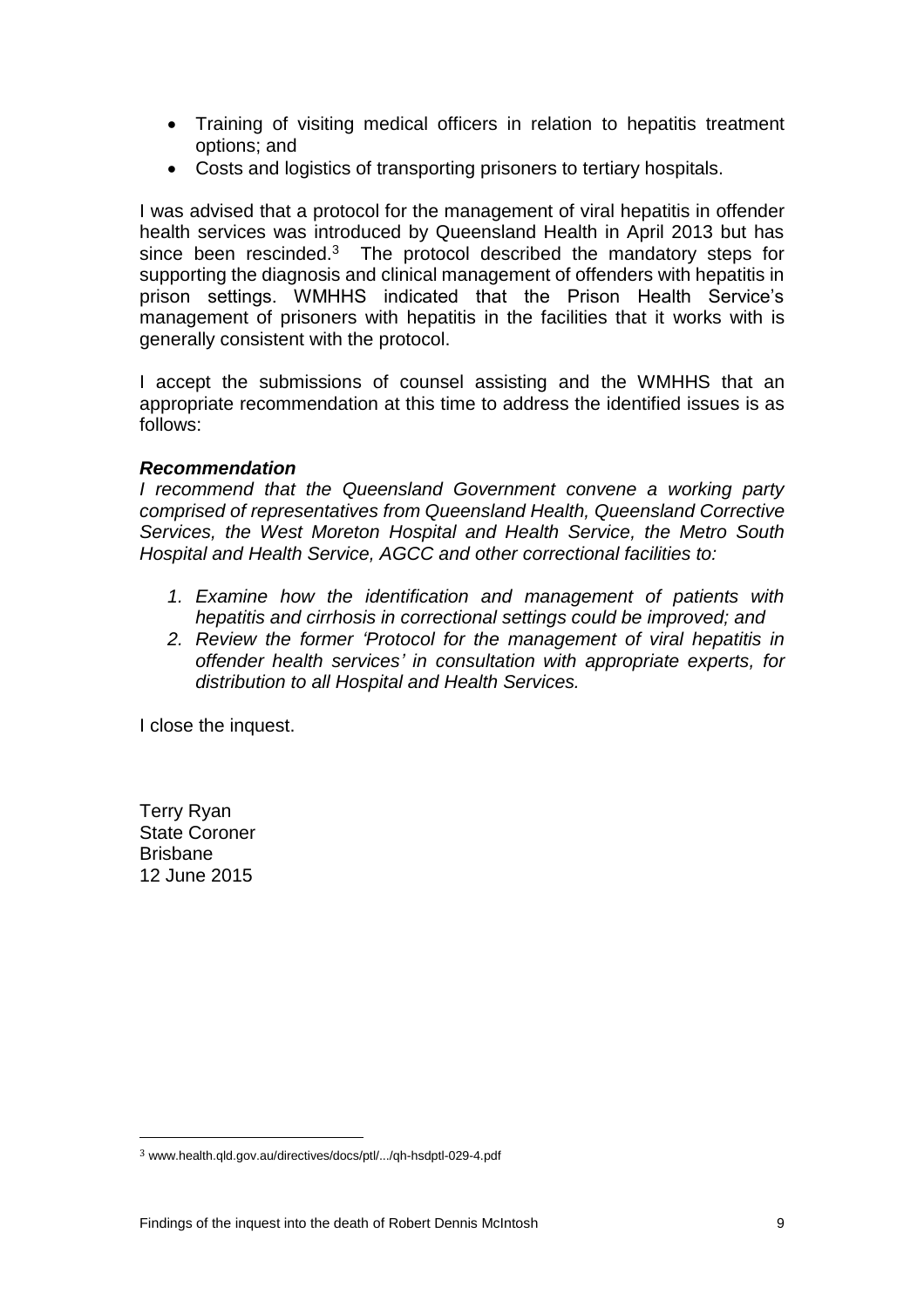- Training of visiting medical officers in relation to hepatitis treatment options; and
- Costs and logistics of transporting prisoners to tertiary hospitals.

I was advised that a protocol for the management of viral hepatitis in offender health services was introduced by Queensland Health in April 2013 but has since been rescinded.[3] The protocol described the mandatory steps for supporting the diagnosis and clinical management of offenders with hepatitis in prison settings. WMHHS indicated that the Prison Health Service's management of prisoners with hepatitis in the facilities that it works with is generally consistent with the protocol.

I accept the submissions of counsel assisting and the WMHHS that an appropriate recommendation at this time to address the identified issues is as follows:

***Recommendation***

*I recommend that the Queensland Government convene a working party comprised of representatives from Queensland Health, Queensland Corrective Services, the West Moreton Hospital and Health Service, the Metro South Hospital and Health Service, AGCC and other correctional facilities to:*

1. *Examine how the identification and management of patients with hepatitis and cirrhosis in correctional settings could be improved; and*
2. *Review the former 'Protocol for the management of viral hepatitis in offender health services' in consultation with appropriate experts, for distribution to all Hospital and Health Services.*

I close the inquest.

Terry Ryan
State Coroner
Brisbane
12 June 2015

[3] www.health.qld.gov.au/directives/docs/ptl/.../qh-hsdptl-029-4.pdf